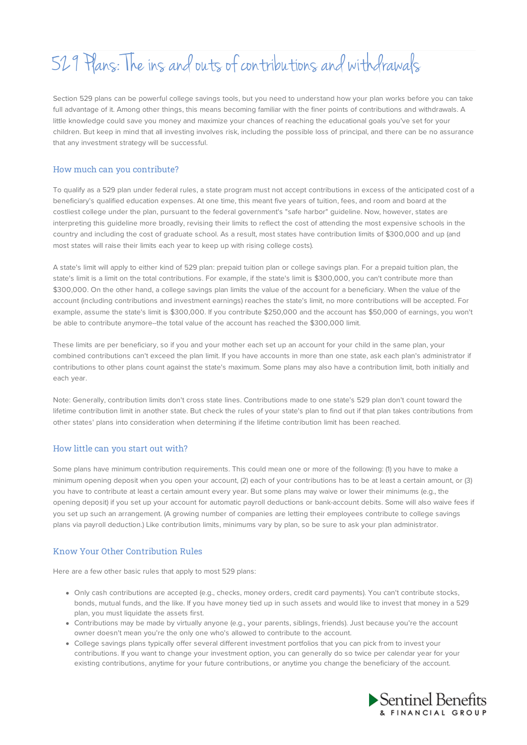# 529 Plans: The ins and outs of contributions and withdrawals

Section 529 plans can be powerful college savings tools, but you need to understand how your plan works before you can take full advantage of it. Among other things, this means becoming familiar with the finer points of contributions and withdrawals. A little knowledge could save you money and maximize your chances of reaching the educational goals you've set for your children. But keep in mind that all investing involves risk, including the possible loss of principal, and there can be no assurance that any investment strategy will be successful.

## How much can you contribute?

To qualify as a 529 plan under federal rules, a state program must not accept contributions in excess of the anticipated cost of a beneficiary's qualified education expenses. At one time, this meant five years of tuition, fees, and room and board at the costliest college under the plan, pursuant to the federal government's "safe harbor" guideline. Now, however, states are interpreting this guideline more broadly, revising their limits to reflect the cost of attending the most expensive schools in the country and including the cost of graduate school. As a result, most states have contribution limits of $300,000 and up (and most states will raise their limits each year to keep up with rising college costs).

A state's limit will apply to either kind of 529 plan: prepaid tuition plan or college savings plan. For a prepaid tuition plan, the state's limit is a limit on the total contributions. For example, if the state's limit is $300,000, you can't contribute more than $300,000. On the other hand, a college savings plan limits the value of the account for a beneficiary. When the value of the account (including contributions and investment earnings) reaches the state's limit, no more contributions will be accepted. For example, assume the state's limit is $300,000. If you contribute $250,000 and the account has $50,000 of earnings, you won't be able to contribute anymore--the total value of the account has reached the $300,000 limit.

These limits are per beneficiary, so if you and your mother each set up an account for your child in the same plan, your combined contributions can't exceed the plan limit. If you have accounts in more than one state, ask each plan's administrator if contributions to other plans count against the state's maximum. Some plans may also have a contribution limit, both initially and each year.

Note: Generally, contribution limits don't cross state lines. Contributions made to one state's 529 plan don't count toward the lifetime contribution limit in another state. But check the rules of your state's plan to find out if that plan takes contributions from other states' plans into consideration when determining if the lifetime contribution limit has been reached.

## How little can you start out with?

Some plans have minimum contribution requirements. This could mean one or more of the following: (1) you have to make a minimum opening deposit when you open your account, (2) each of your contributions has to be at least a certain amount, or (3) you have to contribute at least a certain amount every year. But some plans may waive or lower their minimums (e.g., the opening deposit) if you set up your account for automatic payroll deductions or bank-account debits. Some will also waive fees if you set up such an arrangement. (A growing number of companies are letting their employees contribute to college savings plans via payroll deduction.) Like contribution limits, minimums vary by plan, so be sure to ask your plan administrator.

## Know Your Other Contribution Rules

Here are a few other basic rules that apply to most 529 plans:

- Only cash contributions are accepted (e.g., checks, money orders, credit card payments). You can't contribute stocks, bonds, mutual funds, and the like. If you have money tied up in such assets and would like to invest that money in a 529 plan, you must liquidate the assets first.
- Contributions may be made by virtually anyone (e.g., your parents, siblings, friends). Just because you're the account owner doesn't mean you're the only one who's allowed to contribute to the account.
- College savings plans typically offer several different investment portfolios that you can pick from to invest your contributions. If you want to change your investment option, you can generally do so twice per calendar year for your existing contributions, anytime for your future contributions, or anytime you change the beneficiary of the account.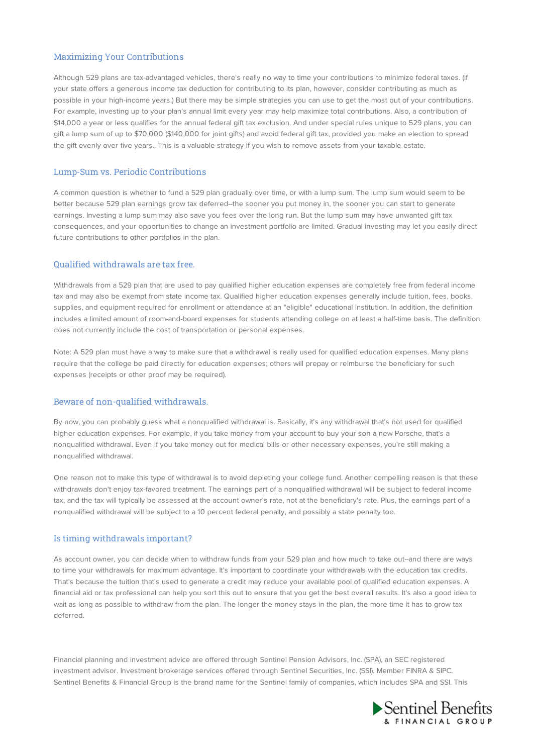## Maximizing Your Contributions

Although 529 plans are tax-advantaged vehicles, there's really no way to time your contributions to minimize federal taxes. (If your state offers a generous income tax deduction for contributing to its plan, however, consider contributing as much as possible in your high-income years.) But there may be simple strategies you can use to get the most out of your contributions. For example, investing up to your plan's annual limit every year may help maximize total contributions. Also, a contribution of $14,000 a year or less qualifies for the annual federal gift tax exclusion. And under special rules unique to 529 plans, you can gift a lump sum of up to $70,000 ($140,000 for joint gifts) and avoid federal gift tax, provided you make an election to spread the gift evenly over five years.. This is a valuable strategy if you wish to remove assets from your taxable estate.

## Lump-Sum vs. Periodic Contributions

A common question is whether to fund a 529 plan gradually over time, or with a lump sum. The lump sum would seem to be better because 529 plan earnings grow tax deferred--the sooner you put money in, the sooner you can start to generate earnings. Investing a lump sum may also save you fees over the long run. But the lump sum may have unwanted gift tax consequences, and your opportunities to change an investment portfolio are limited. Gradual investing may let you easily direct future contributions to other portfolios in the plan.

## Qualified withdrawals are tax free.

Withdrawals from a 529 plan that are used to pay qualified higher education expenses are completely free from federal income tax and may also be exempt from state income tax. Qualified higher education expenses generally include tuition, fees, books, supplies, and equipment required for enrollment or attendance at an "eligible" educational institution. In addition, the definition includes a limited amount of room-and-board expenses for students attending college on at least a half-time basis. The definition does not currently include the cost of transportation or personal expenses.

Note: A 529 plan must have a way to make sure that a withdrawal is really used for qualified education expenses. Many plans require that the college be paid directly for education expenses; others will prepay or reimburse the beneficiary for such expenses (receipts or other proof may be required).

## Beware of non-qualified withdrawals.

By now, you can probably guess what a nonqualified withdrawal is. Basically, it's any withdrawal that's not used for qualified higher education expenses. For example, if you take money from your account to buy your son a new Porsche, that's a nonqualified withdrawal. Even if you take money out for medical bills or other necessary expenses, you're still making a nonqualified withdrawal.

One reason not to make this type of withdrawal is to avoid depleting your college fund. Another compelling reason is that these withdrawals don't enjoy tax-favored treatment. The earnings part of a nonqualified withdrawal will be subject to federal income tax, and the tax will typically be assessed at the account owner's rate, not at the beneficiary's rate. Plus, the earnings part of a nonqualified withdrawal will be subject to a 10 percent federal penalty, and possibly a state penalty too.

## Is timing withdrawals important?

As account owner, you can decide when to withdraw funds from your 529 plan and how much to take out--and there are ways to time your withdrawals for maximum advantage. It's important to coordinate your withdrawals with the education tax credits. That's because the tuition that's used to generate a credit may reduce your available pool of qualified education expenses. A financial aid or tax professional can help you sort this out to ensure that you get the best overall results. It's also a good idea to wait as long as possible to withdraw from the plan. The longer the money stays in the plan, the more time it has to grow tax deferred.

Financial planning and investment advice are offered through Sentinel Pension Advisors, Inc. (SPA), an SEC registered investment advisor. Investment brokerage services offered through Sentinel Securities, Inc. (SSI). Member FINRA & SIPC. Sentinel Benefits & Financial Group is the brand name for the Sentinel family of companies, which includes SPA and SSI. This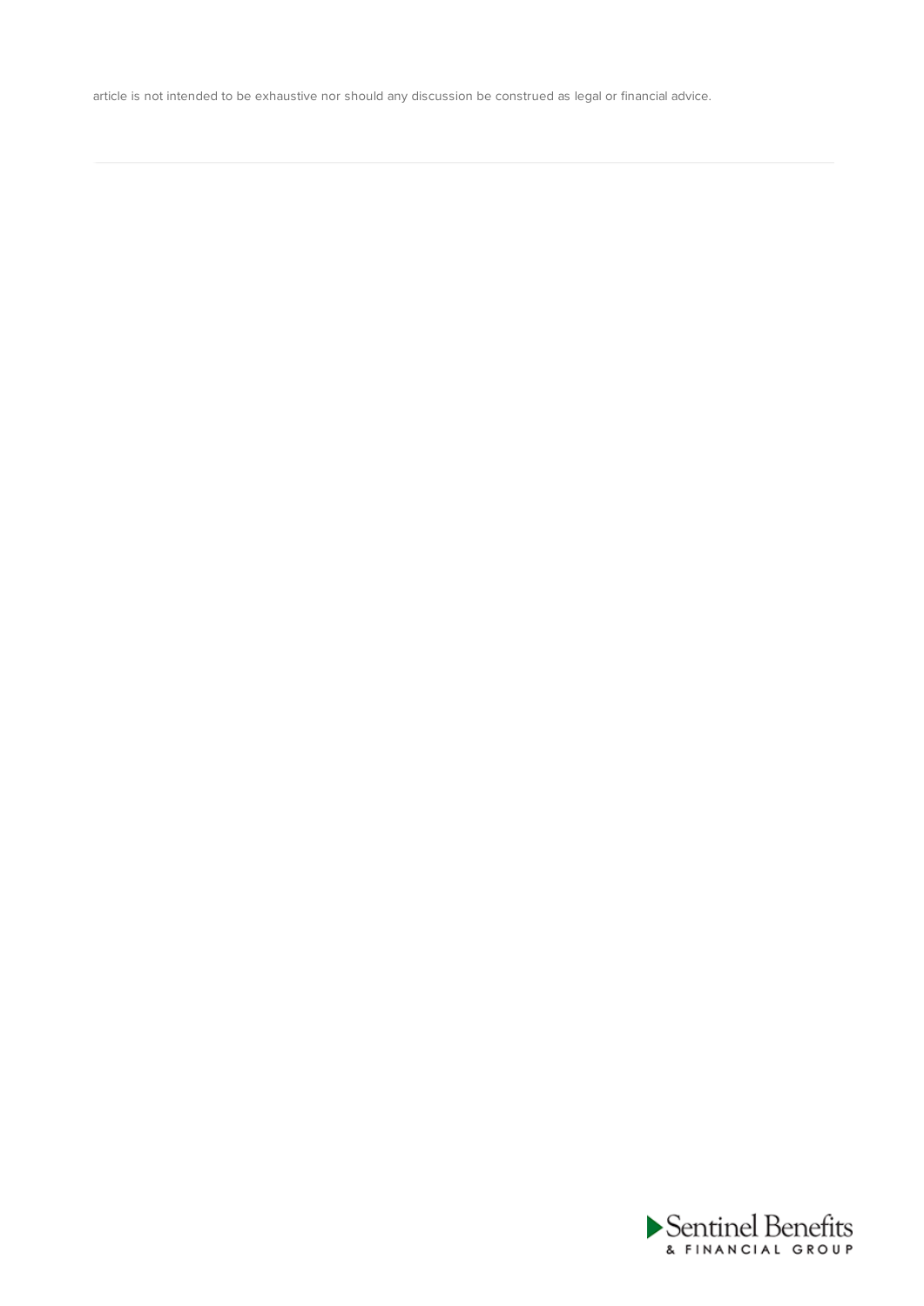article is not intended to be exhaustive nor should any discussion be construed as legal or financial advice.

---

Sentinel Benefits & FINANCIAL GROUP